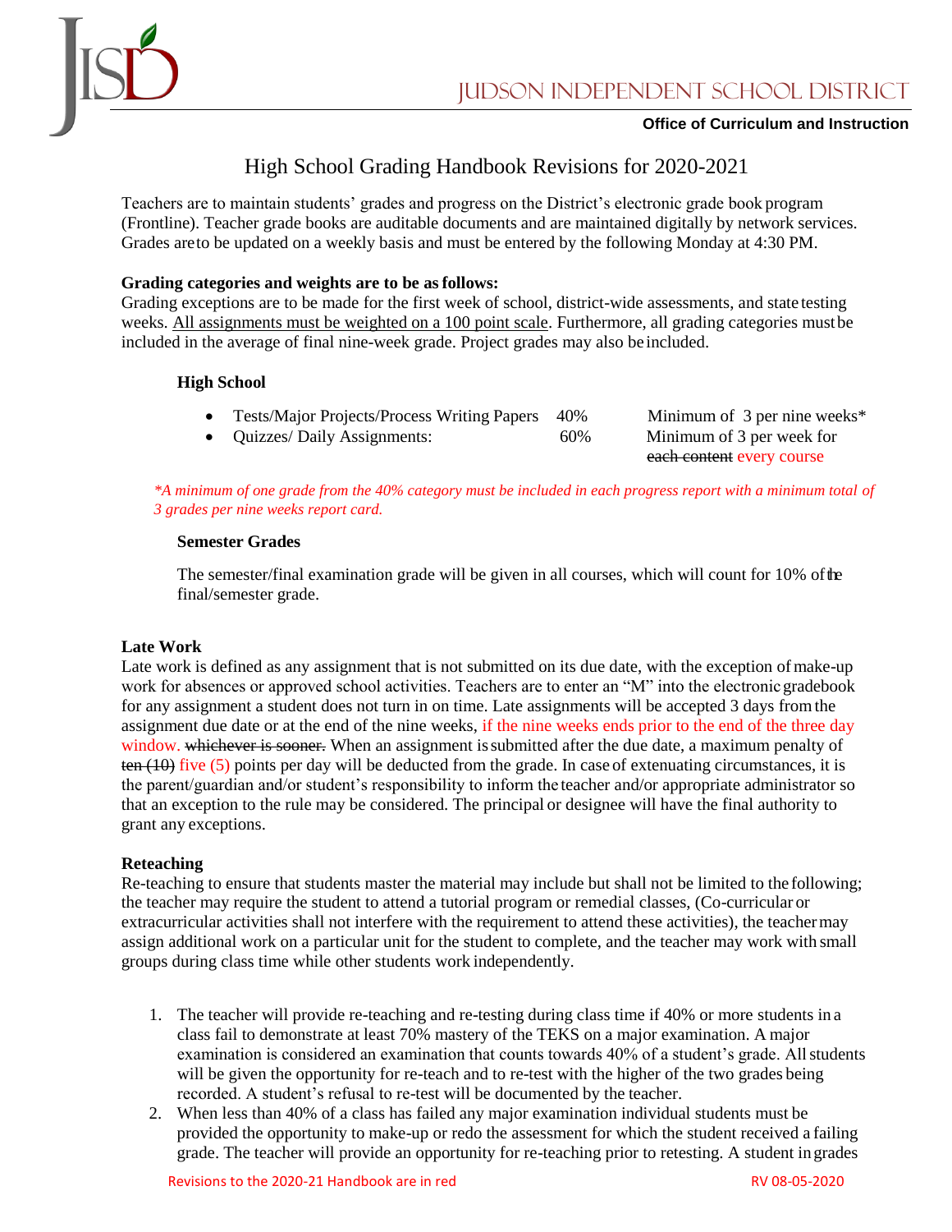# JUDSON INDEPENDENT SCHOOL DISTRICT

**Office of Curriculum and Instruction**

## High School Grading Handbook Revisions for 2020-2021

Teachers are to maintain students' grades and progress on the District's electronic grade book program (Frontline). Teacher grade books are auditable documents and are maintained digitally by network services. Grades are to be updated on a weekly basis and must be entered by the following Monday at 4:30 PM.

**Grading categories and weights are to be as follows:**

Grading exceptions are to be made for the first week of school, district-wide assessments, and state testing weeks. All assignments must be weighted on a 100 point scale. Furthermore, all grading categories must be included in the average of final nine-week grade. Project grades may also be included.

**High School**

- Tests/Major Projects/Process Writing Papers 40% Minimum of 3 per nine weeks*
- Quizzes/ Daily Assignments: 60% Minimum of 3 per week for ~~each content~~ every course

*\*A minimum of one grade from the 40% category must be included in each progress report with a minimum total of 3 grades per nine weeks report card.*

**Semester Grades**

The semester/final examination grade will be given in all courses, which will count for 10% of the final/semester grade.

**Late Work**

Late work is defined as any assignment that is not submitted on its due date, with the exception of make-up work for absences or approved school activities. Teachers are to enter an "M" into the electronic gradebook for any assignment a student does not turn in on time. Late assignments will be accepted 3 days from the assignment due date or at the end of the nine weeks, if the nine weeks ends prior to the end of the three day window. ~~whichever is sooner.~~ When an assignment is submitted after the due date, a maximum penalty of ~~ten (10)~~ five (5) points per day will be deducted from the grade. In case of extenuating circumstances, it is the parent/guardian and/or student's responsibility to inform the teacher and/or appropriate administrator so that an exception to the rule may be considered. The principal or designee will have the final authority to grant any exceptions.

**Reteaching**

Re-teaching to ensure that students master the material may include but shall not be limited to the following; the teacher may require the student to attend a tutorial program or remedial classes, (Co-curricular or extracurricular activities shall not interfere with the requirement to attend these activities), the teacher may assign additional work on a particular unit for the student to complete, and the teacher may work with small groups during class time while other students work independently.

1. The teacher will provide re-teaching and re-testing during class time if 40% or more students in a class fail to demonstrate at least 70% mastery of the TEKS on a major examination. A major examination is considered an examination that counts towards 40% of a student's grade. All students will be given the opportunity for re-teach and to re-test with the higher of the two grades being recorded. A student's refusal to re-test will be documented by the teacher.
2. When less than 40% of a class has failed any major examination individual students must be provided the opportunity to make-up or redo the assessment for which the student received a failing grade. The teacher will provide an opportunity for re-teaching prior to retesting. A student in grades

Revisions to the 2020-21 Handbook are in red RV 08-05-2020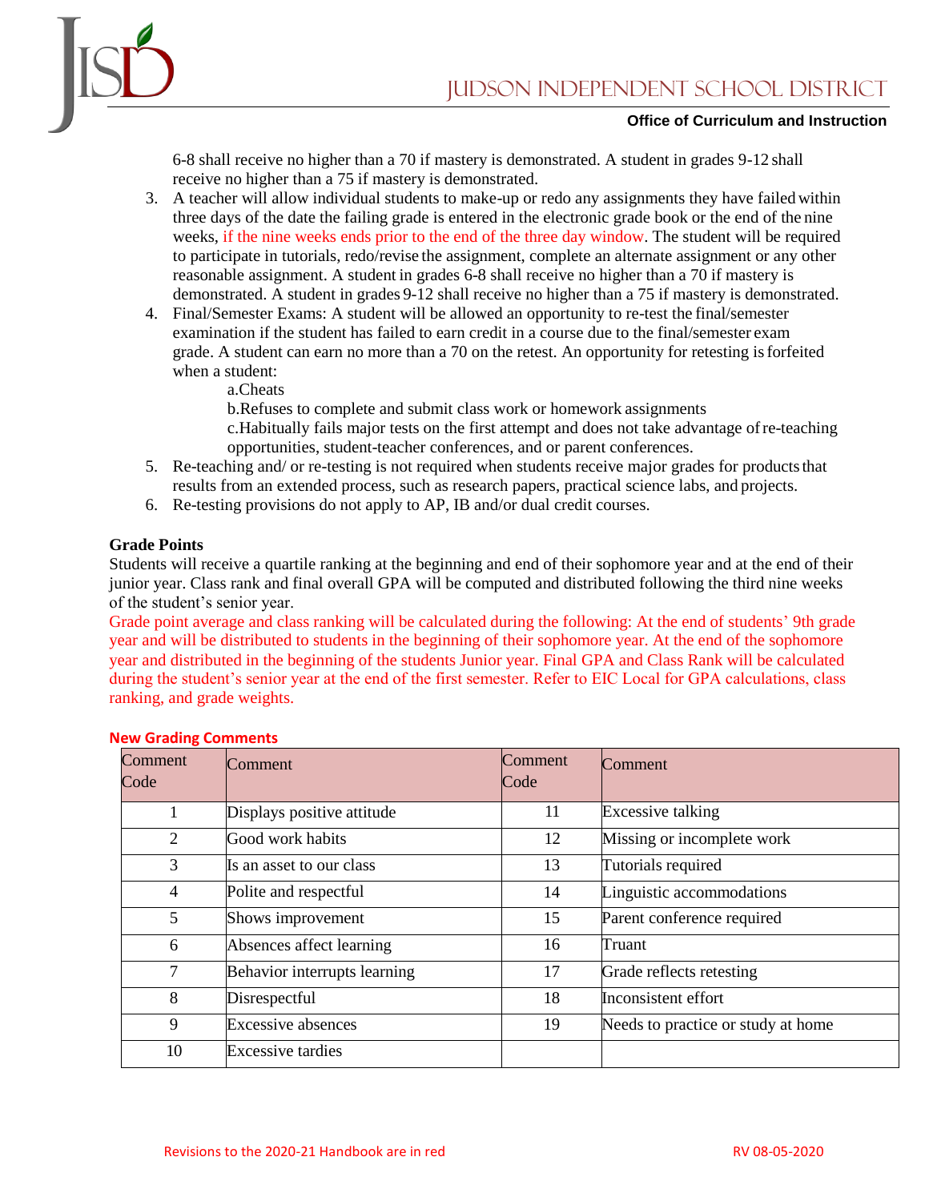6-8 shall receive no higher than a 70 if mastery is demonstrated. A student in grades 9-12 shall receive no higher than a 75 if mastery is demonstrated.

3. A teacher will allow individual students to make-up or redo any assignments they have failed within three days of the date the failing grade is entered in the electronic grade book or the end of the nine weeks, if the nine weeks ends prior to the end of the three day window. The student will be required to participate in tutorials, redo/revise the assignment, complete an alternate assignment or any other reasonable assignment. A student in grades 6-8 shall receive no higher than a 70 if mastery is demonstrated. A student in grades 9-12 shall receive no higher than a 75 if mastery is demonstrated.
4. Final/Semester Exams: A student will be allowed an opportunity to re-test the final/semester examination if the student has failed to earn credit in a course due to the final/semester exam grade. A student can earn no more than a 70 on the retest. An opportunity for retesting is forfeited when a student:
   a. Cheats
   b. Refuses to complete and submit class work or homework assignments
   c. Habitually fails major tests on the first attempt and does not take advantage of re-teaching opportunities, student-teacher conferences, and or parent conferences.
5. Re-teaching and/ or re-testing is not required when students receive major grades for products that results from an extended process, such as research papers, practical science labs, and projects.
6. Re-testing provisions do not apply to AP, IB and/or dual credit courses.

**Grade Points**

Students will receive a quartile ranking at the beginning and end of their sophomore year and at the end of their junior year. Class rank and final overall GPA will be computed and distributed following the third nine weeks of the student's senior year.

Grade point average and class ranking will be calculated during the following: At the end of students' 9th grade year and will be distributed to students in the beginning of their sophomore year. At the end of the sophomore year and distributed in the beginning of the students Junior year. Final GPA and Class Rank will be calculated during the student's senior year at the end of the first semester. Refer to EIC Local for GPA calculations, class ranking, and grade weights.

**New Grading Comments**

| Comment Code | Comment | Comment Code | Comment |
|---|---|---|---|
| 1 | Displays positive attitude | 11 | Excessive talking |
| 2 | Good work habits | 12 | Missing or incomplete work |
| 3 | Is an asset to our class | 13 | Tutorials required |
| 4 | Polite and respectful | 14 | Linguistic accommodations |
| 5 | Shows improvement | 15 | Parent conference required |
| 6 | Absences affect learning | 16 | Truant |
| 7 | Behavior interrupts learning | 17 | Grade reflects retesting |
| 8 | Disrespectful | 18 | Inconsistent effort |
| 9 | Excessive absences | 19 | Needs to practice or study at home |
| 10 | Excessive tardies | | |